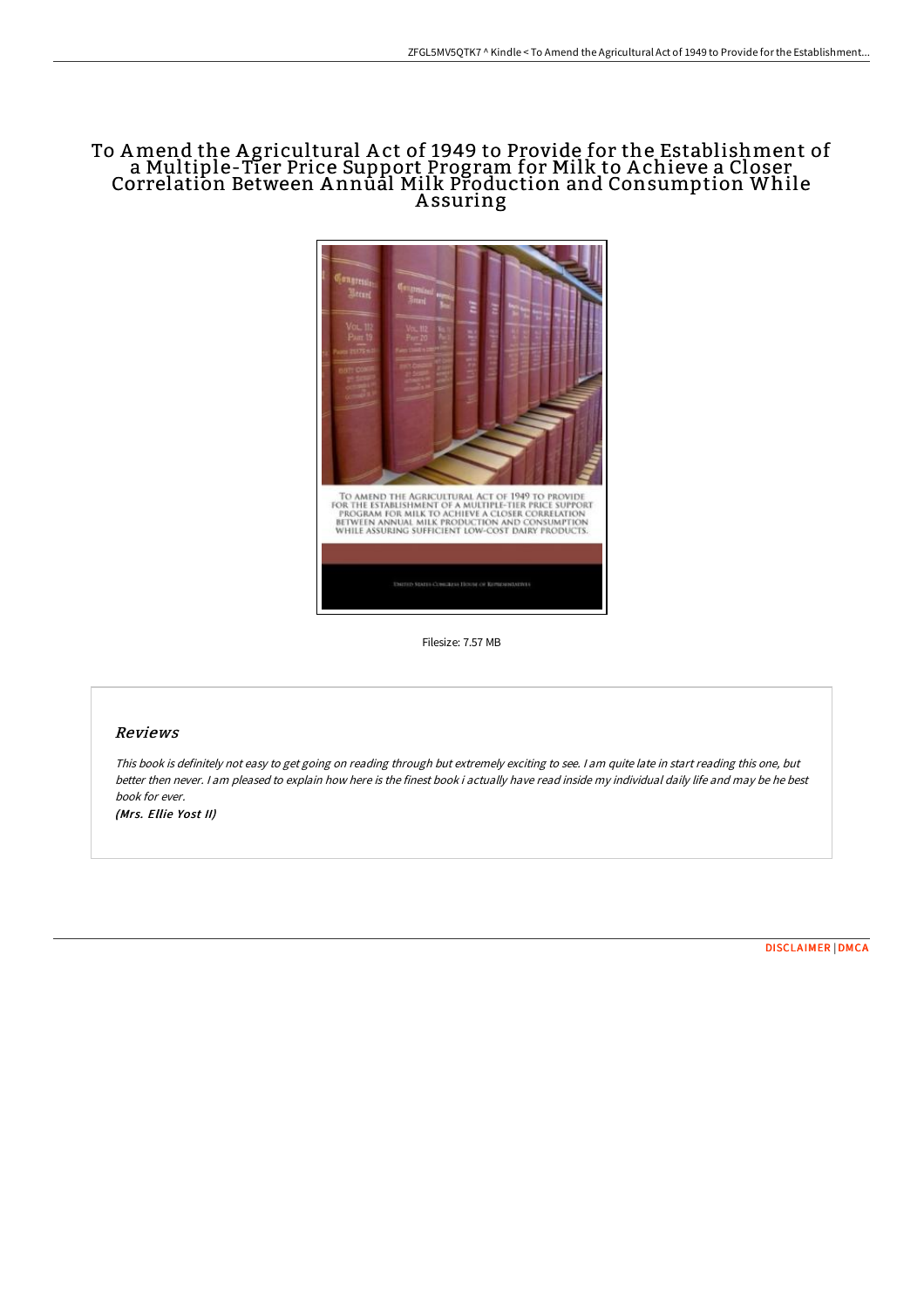# To Amend the Agricultural Act of 1949 to Provide for the Establishment of a Multiple-Tier Price Support Program for Milk to Achieve a Closer Correlation Between Annual Milk Production and Consumption While Assuring

Filesize: 7.57 MB

## Reviews

*This book is definitely not easy to get going on reading through but extremely exciting to see. I am quite late in start reading this one, but better then never. I am pleased to explain how here is the finest book i actually have read inside my individual daily life and may be he best book for ever.*

***(Mrs. Ellie Yost II)***

DISCLAIMER | DMCA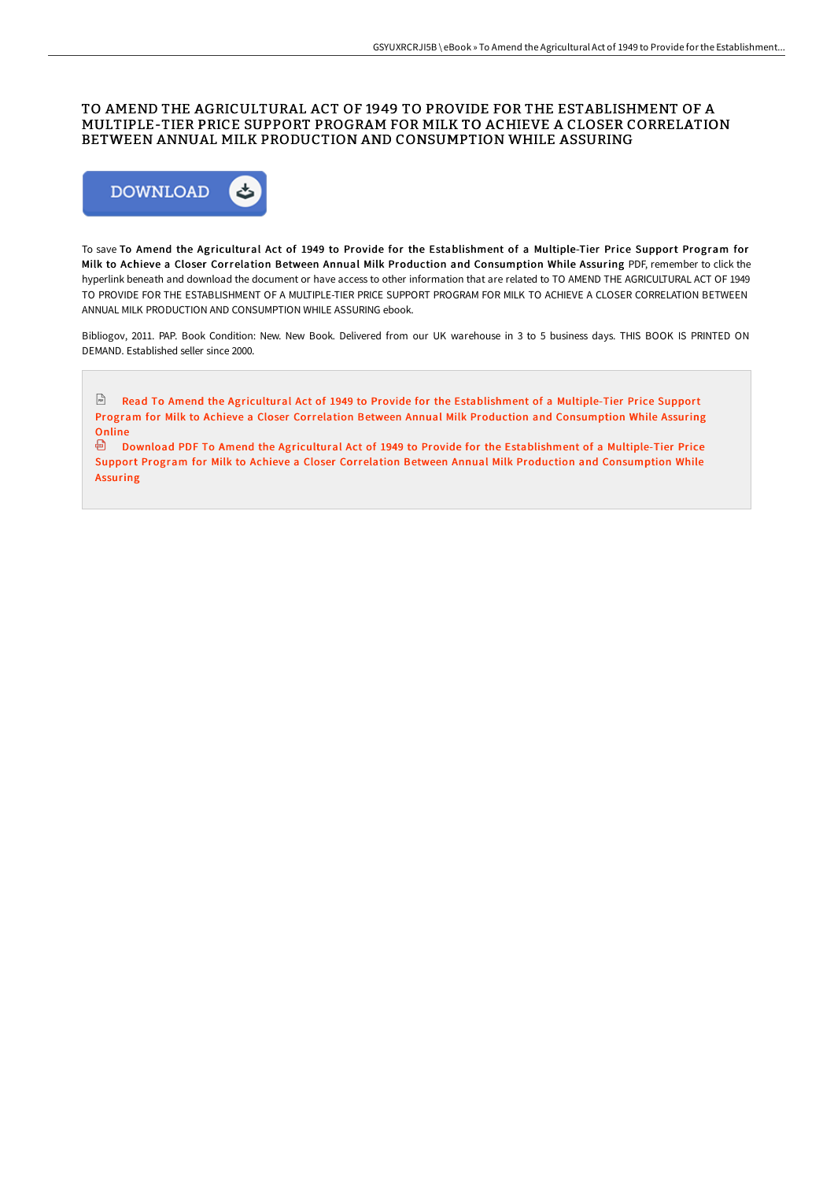# TO AMEND THE AGRICULTURAL ACT OF 1949 TO PROVIDE FOR THE ESTABLISHMENT OF A MULTIPLE-TIER PRICE SUPPORT PROGRAM FOR MILK TO ACHIEVE A CLOSER CORRELATION BETWEEN ANNUAL MILK PRODUCTION AND CONSUMPTION WHILE ASSURING

DOWNLOAD

To save **To Amend the Agricultural Act of 1949 to Provide for the Establishment of a Multiple-Tier Price Support Program for Milk to Achieve a Closer Correlation Between Annual Milk Production and Consumption While Assuring** PDF, remember to click the hyperlink beneath and download the document or have access to other information that are related to TO AMEND THE AGRICULTURAL ACT OF 1949 TO PROVIDE FOR THE ESTABLISHMENT OF A MULTIPLE-TIER PRICE SUPPORT PROGRAM FOR MILK TO ACHIEVE A CLOSER CORRELATION BETWEEN ANNUAL MILK PRODUCTION AND CONSUMPTION WHILE ASSURING ebook.

Bibliogov, 2011. PAP. Book Condition: New. New Book. Delivered from our UK warehouse in 3 to 5 business days. THIS BOOK IS PRINTED ON DEMAND. Established seller since 2000.

Read To Amend the Agricultural Act of 1949 to Provide for the Establishment of a Multiple-Tier Price Support Program for Milk to Achieve a Closer Correlation Between Annual Milk Production and Consumption While Assuring Online

Download PDF To Amend the Agricultural Act of 1949 to Provide for the Establishment of a Multiple-Tier Price Support Program for Milk to Achieve a Closer Correlation Between Annual Milk Production and Consumption While Assuring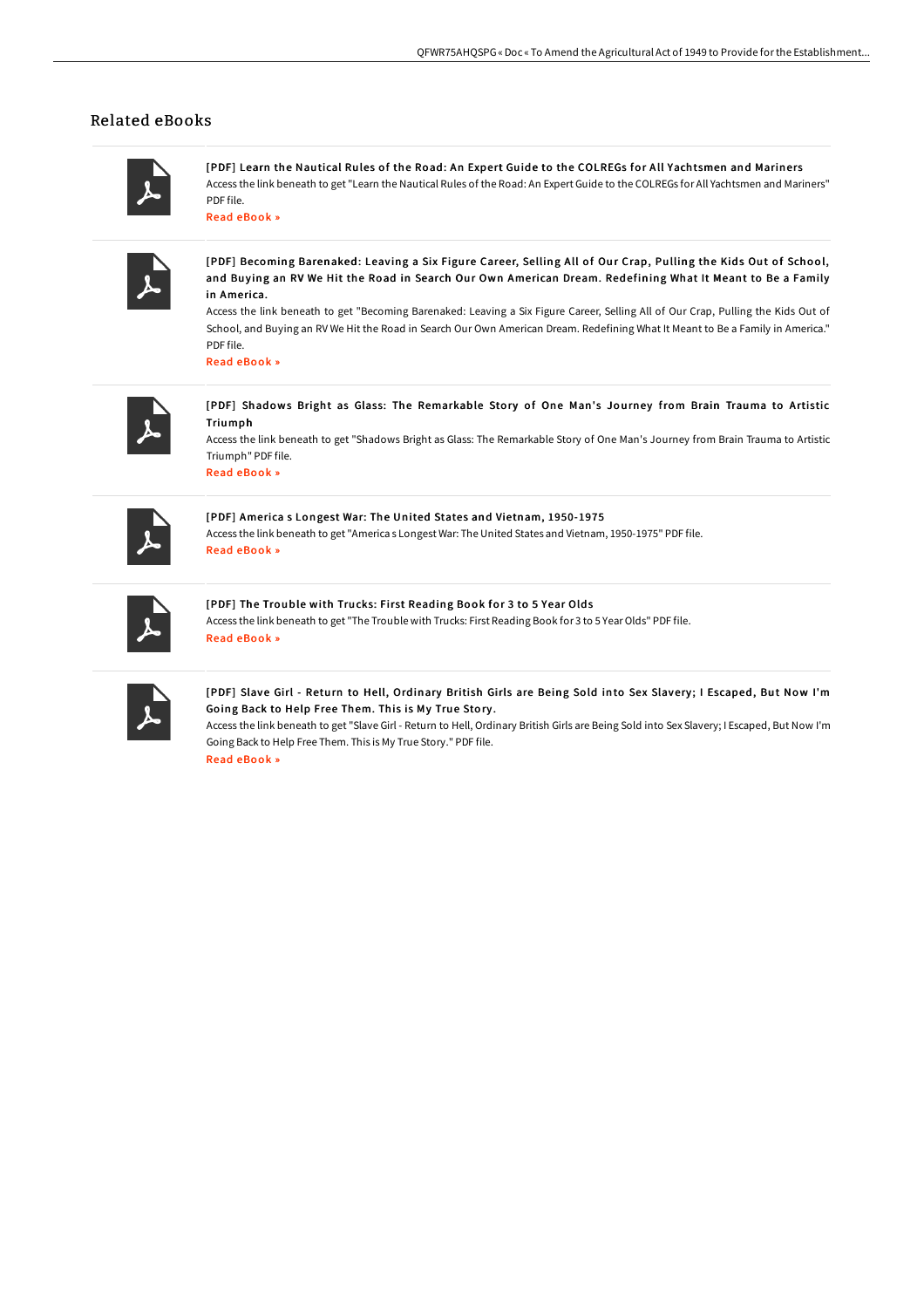## Related eBooks

**[PDF] Learn the Nautical Rules of the Road: An Expert Guide to the COLREGs for All Yachtsmen and Mariners**

Access the link beneath to get "Learn the Nautical Rules of the Road: An Expert Guide to the COLREGs for All Yachtsmen and Mariners" PDF file.

Read eBook »

**[PDF] Becoming Barenaked: Leaving a Six Figure Career, Selling All of Our Crap, Pulling the Kids Out of School, and Buying an RV We Hit the Road in Search Our Own American Dream. Redefining What It Meant to Be a Family in America.**

Access the link beneath to get "Becoming Barenaked: Leaving a Six Figure Career, Selling All of Our Crap, Pulling the Kids Out of School, and Buying an RV We Hit the Road in Search Our Own American Dream. Redefining What It Meant to Be a Family in America." PDF file.

Read eBook »

**[PDF] Shadows Bright as Glass: The Remarkable Story of One Man's Journey from Brain Trauma to Artistic Triumph**

Access the link beneath to get "Shadows Bright as Glass: The Remarkable Story of One Man's Journey from Brain Trauma to Artistic Triumph" PDF file.

Read eBook »

**[PDF] America s Longest War: The United States and Vietnam, 1950-1975**

Access the link beneath to get "America s Longest War: The United States and Vietnam, 1950-1975" PDF file.

Read eBook »

**[PDF] The Trouble with Trucks: First Reading Book for 3 to 5 Year Olds**

Access the link beneath to get "The Trouble with Trucks: First Reading Book for 3 to 5 Year Olds" PDF file.

Read eBook »

**[PDF] Slave Girl - Return to Hell, Ordinary British Girls are Being Sold into Sex Slavery; I Escaped, But Now I'm Going Back to Help Free Them. This is My True Story.**

Access the link beneath to get "Slave Girl - Return to Hell, Ordinary British Girls are Being Sold into Sex Slavery; I Escaped, But Now I'm Going Back to Help Free Them. This is My True Story." PDF file.

Read eBook »